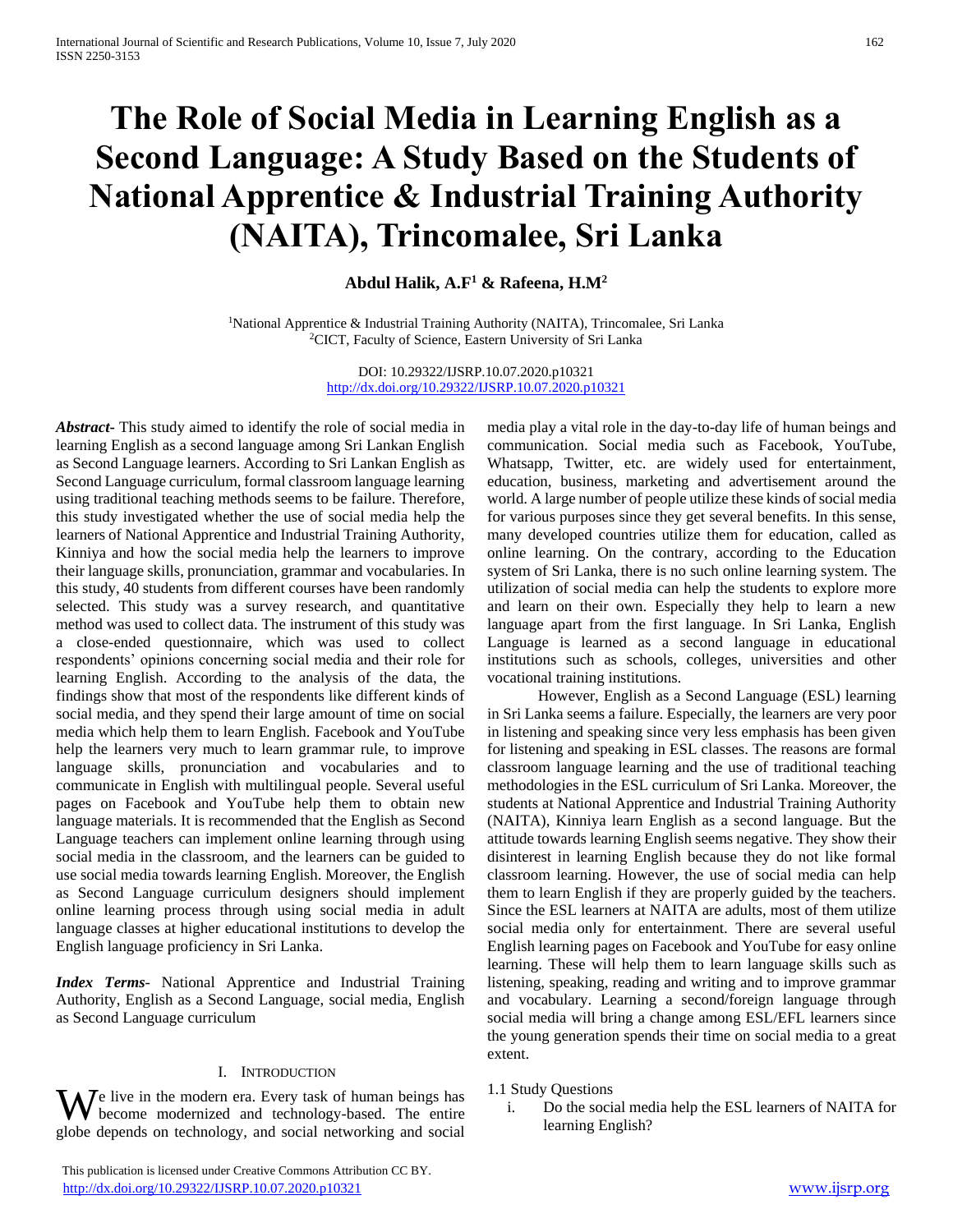# The Role of Social Media in Learning English as a Second Language: A Study Based on the Students of National Apprentice & Industrial Training Authority (NAITA), Trincomalee, Sri Lanka

**Abdul Halik, A.F[1] & Rafeena, H.M[2]**

[1]National Apprentice & Industrial Training Authority (NAITA), Trincomalee, Sri Lanka
[2]CICT, Faculty of Science, Eastern University of Sri Lanka

DOI: 10.29322/IJSRP.10.07.2020.p10321
http://dx.doi.org/10.29322/IJSRP.10.07.2020.p10321

***Abstract-*** This study aimed to identify the role of social media in learning English as a second language among Sri Lankan English as Second Language learners. According to Sri Lankan English as Second Language curriculum, formal classroom language learning using traditional teaching methods seems to be failure. Therefore, this study investigated whether the use of social media help the learners of National Apprentice and Industrial Training Authority, Kinniya and how the social media help the learners to improve their language skills, pronunciation, grammar and vocabularies. In this study, 40 students from different courses have been randomly selected. This study was a survey research, and quantitative method was used to collect data. The instrument of this study was a close-ended questionnaire, which was used to collect respondents' opinions concerning social media and their role for learning English. According to the analysis of the data, the findings show that most of the respondents like different kinds of social media, and they spend their large amount of time on social media which help them to learn English. Facebook and YouTube help the learners very much to learn grammar rule, to improve language skills, pronunciation and vocabularies and to communicate in English with multilingual people. Several useful pages on Facebook and YouTube help them to obtain new language materials. It is recommended that the English as Second Language teachers can implement online learning through using social media in the classroom, and the learners can be guided to use social media towards learning English. Moreover, the English as Second Language curriculum designers should implement online learning process through using social media in adult language classes at higher educational institutions to develop the English language proficiency in Sri Lanka.

***Index Terms*-** National Apprentice and Industrial Training Authority, English as a Second Language, social media, English as Second Language curriculum

## I. Introduction

We live in the modern era. Every task of human beings has become modernized and technology-based. The entire globe depends on technology, and social networking and social media play a vital role in the day-to-day life of human beings and communication. Social media such as Facebook, YouTube, Whatsapp, Twitter, etc. are widely used for entertainment, education, business, marketing and advertisement around the world. A large number of people utilize these kinds of social media for various purposes since they get several benefits. In this sense, many developed countries utilize them for education, called as online learning. On the contrary, according to the Education system of Sri Lanka, there is no such online learning system. The utilization of social media can help the students to explore more and learn on their own. Especially they help to learn a new language apart from the first language. In Sri Lanka, English Language is learned as a second language in educational institutions such as schools, colleges, universities and other vocational training institutions.

However, English as a Second Language (ESL) learning in Sri Lanka seems a failure. Especially, the learners are very poor in listening and speaking since very less emphasis has been given for listening and speaking in ESL classes. The reasons are formal classroom language learning and the use of traditional teaching methodologies in the ESL curriculum of Sri Lanka. Moreover, the students at National Apprentice and Industrial Training Authority (NAITA), Kinniya learn English as a second language. But the attitude towards learning English seems negative. They show their disinterest in learning English because they do not like formal classroom learning. However, the use of social media can help them to learn English if they are properly guided by the teachers. Since the ESL learners at NAITA are adults, most of them utilize social media only for entertainment. There are several useful English learning pages on Facebook and YouTube for easy online learning. These will help them to learn language skills such as listening, speaking, reading and writing and to improve grammar and vocabulary. Learning a second/foreign language through social media will bring a change among ESL/EFL learners since the young generation spends their time on social media to a great extent.

1.1 Study Questions

i. Do the social media help the ESL learners of NAITA for learning English?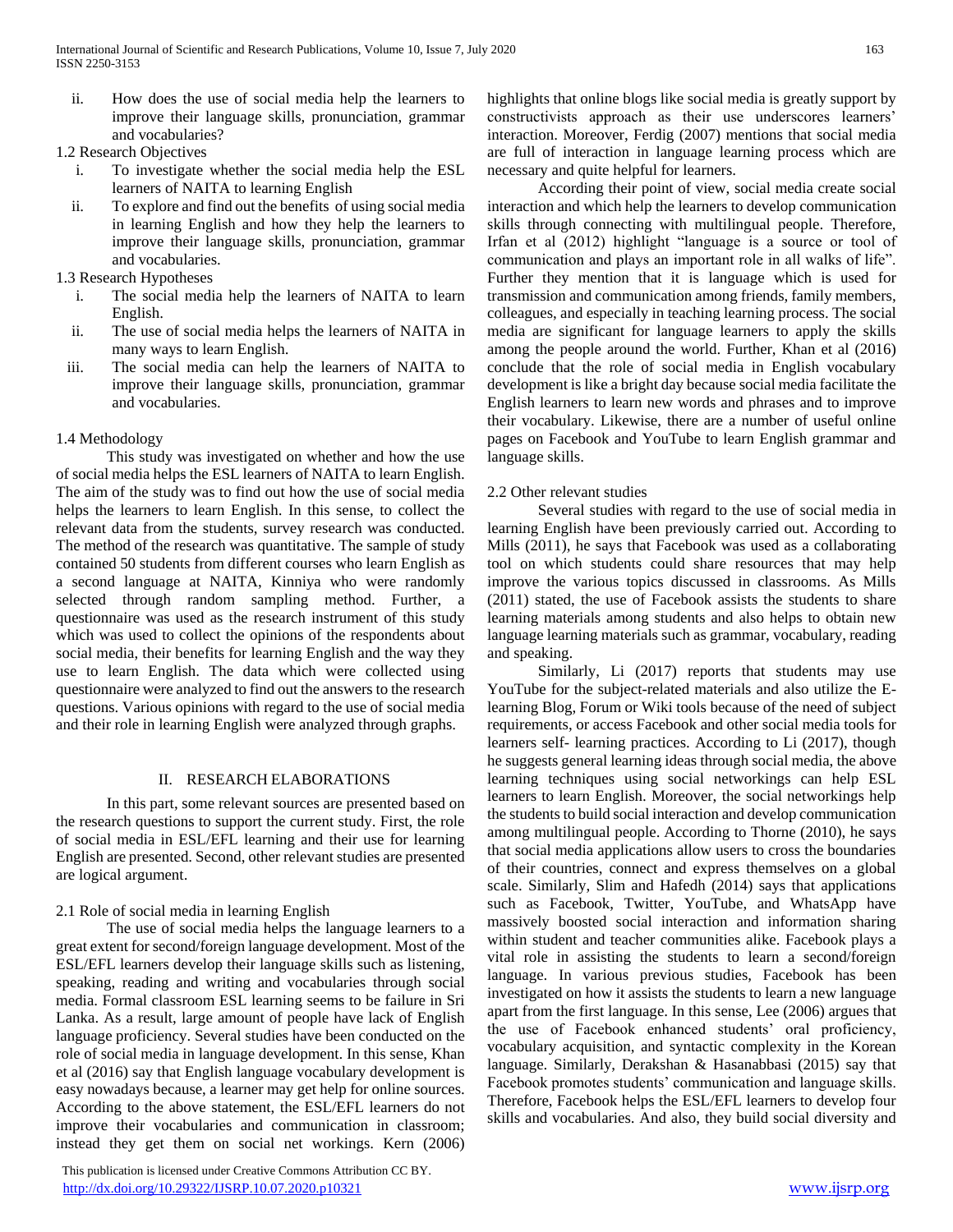ii. How does the use of social media help the learners to improve their language skills, pronunciation, grammar and vocabularies?

1.2 Research Objectives

i. To investigate whether the social media help the ESL learners of NAITA to learning English

ii. To explore and find out the benefits of using social media in learning English and how they help the learners to improve their language skills, pronunciation, grammar and vocabularies.

1.3 Research Hypotheses

i. The social media help the learners of NAITA to learn English.

ii. The use of social media helps the learners of NAITA in many ways to learn English.

iii. The social media can help the learners of NAITA to improve their language skills, pronunciation, grammar and vocabularies.

1.4 Methodology

This study was investigated on whether and how the use of social media helps the ESL learners of NAITA to learn English. The aim of the study was to find out how the use of social media helps the learners to learn English. In this sense, to collect the relevant data from the students, survey research was conducted. The method of the research was quantitative. The sample of study contained 50 students from different courses who learn English as a second language at NAITA, Kinniya who were randomly selected through random sampling method. Further, a questionnaire was used as the research instrument of this study which was used to collect the opinions of the respondents about social media, their benefits for learning English and the way they use to learn English. The data which were collected using questionnaire were analyzed to find out the answers to the research questions. Various opinions with regard to the use of social media and their role in learning English were analyzed through graphs.

## II. RESEARCH ELABORATIONS

In this part, some relevant sources are presented based on the research questions to support the current study. First, the role of social media in ESL/EFL learning and their use for learning English are presented. Second, other relevant studies are presented are logical argument.

### 2.1 Role of social media in learning English

The use of social media helps the language learners to a great extent for second/foreign language development. Most of the ESL/EFL learners develop their language skills such as listening, speaking, reading and writing and vocabularies through social media. Formal classroom ESL learning seems to be failure in Sri Lanka. As a result, large amount of people have lack of English language proficiency. Several studies have been conducted on the role of social media in language development. In this sense, Khan et al (2016) say that English language vocabulary development is easy nowadays because, a learner may get help for online sources. According to the above statement, the ESL/EFL learners do not improve their vocabularies and communication in classroom; instead they get them on social net workings. Kern (2006) highlights that online blogs like social media is greatly support by constructivists approach as their use underscores learners' interaction. Moreover, Ferdig (2007) mentions that social media are full of interaction in language learning process which are necessary and quite helpful for learners.

According their point of view, social media create social interaction and which help the learners to develop communication skills through connecting with multilingual people. Therefore, Irfan et al (2012) highlight "language is a source or tool of communication and plays an important role in all walks of life". Further they mention that it is language which is used for transmission and communication among friends, family members, colleagues, and especially in teaching learning process. The social media are significant for language learners to apply the skills among the people around the world. Further, Khan et al (2016) conclude that the role of social media in English vocabulary development is like a bright day because social media facilitate the English learners to learn new words and phrases and to improve their vocabulary. Likewise, there are a number of useful online pages on Facebook and YouTube to learn English grammar and language skills.

### 2.2 Other relevant studies

Several studies with regard to the use of social media in learning English have been previously carried out. According to Mills (2011), he says that Facebook was used as a collaborating tool on which students could share resources that may help improve the various topics discussed in classrooms. As Mills (2011) stated, the use of Facebook assists the students to share learning materials among students and also helps to obtain new language learning materials such as grammar, vocabulary, reading and speaking.

Similarly, Li (2017) reports that students may use YouTube for the subject-related materials and also utilize the E-learning Blog, Forum or Wiki tools because of the need of subject requirements, or access Facebook and other social media tools for learners self- learning practices. According to Li (2017), though he suggests general learning ideas through social media, the above learning techniques using social networkings can help ESL learners to learn English. Moreover, the social networkings help the students to build social interaction and develop communication among multilingual people. According to Thorne (2010), he says that social media applications allow users to cross the boundaries of their countries, connect and express themselves on a global scale. Similarly, Slim and Hafedh (2014) says that applications such as Facebook, Twitter, YouTube, and WhatsApp have massively boosted social interaction and information sharing within student and teacher communities alike. Facebook plays a vital role in assisting the students to learn a second/foreign language. In various previous studies, Facebook has been investigated on how it assists the students to learn a new language apart from the first language. In this sense, Lee (2006) argues that the use of Facebook enhanced students' oral proficiency, vocabulary acquisition, and syntactic complexity in the Korean language. Similarly, Derakshan & Hasanabbasi (2015) say that Facebook promotes students' communication and language skills. Therefore, Facebook helps the ESL/EFL learners to develop four skills and vocabularies. And also, they build social diversity and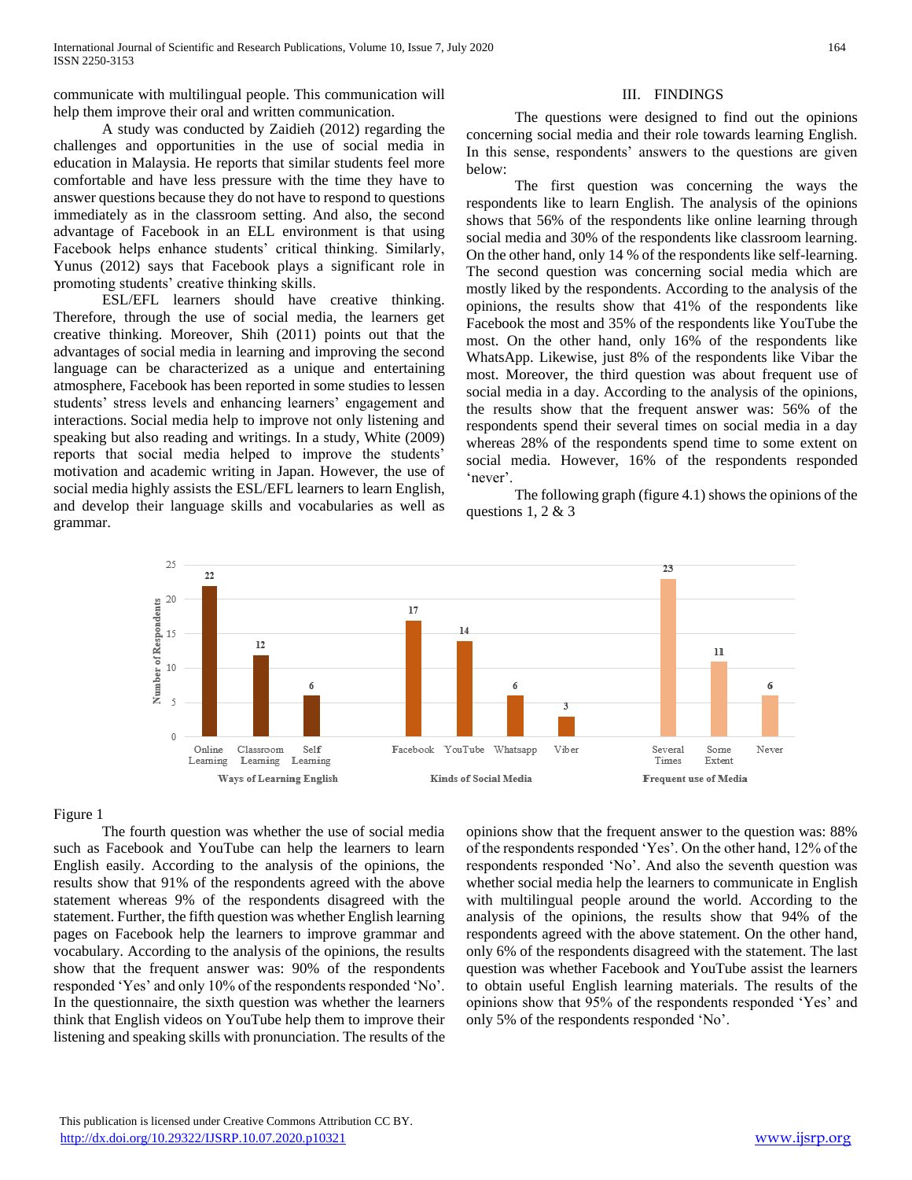communicate with multilingual people. This communication will help them improve their oral and written communication.

A study was conducted by Zaidieh (2012) regarding the challenges and opportunities in the use of social media in education in Malaysia. He reports that similar students feel more comfortable and have less pressure with the time they have to answer questions because they do not have to respond to questions immediately as in the classroom setting. And also, the second advantage of Facebook in an ELL environment is that using Facebook helps enhance students' critical thinking. Similarly, Yunus (2012) says that Facebook plays a significant role in promoting students' creative thinking skills.

ESL/EFL learners should have creative thinking. Therefore, through the use of social media, the learners get creative thinking. Moreover, Shih (2011) points out that the advantages of social media in learning and improving the second language can be characterized as a unique and entertaining atmosphere, Facebook has been reported in some studies to lessen students' stress levels and enhancing learners' engagement and interactions. Social media help to improve not only listening and speaking but also reading and writings. In a study, White (2009) reports that social media helped to improve the students' motivation and academic writing in Japan. However, the use of social media highly assists the ESL/EFL learners to learn English, and develop their language skills and vocabularies as well as grammar.

## III. FINDINGS

The questions were designed to find out the opinions concerning social media and their role towards learning English. In this sense, respondents' answers to the questions are given below:

The first question was concerning the ways the respondents like to learn English. The analysis of the opinions shows that 56% of the respondents like online learning through social media and 30% of the respondents like classroom learning. On the other hand, only 14 % of the respondents like self-learning. The second question was concerning social media which are mostly liked by the respondents. According to the analysis of the opinions, the results show that 41% of the respondents like Facebook the most and 35% of the respondents like YouTube the most. On the other hand, only 16% of the respondents like WhatsApp. Likewise, just 8% of the respondents like Vibar the most. Moreover, the third question was about frequent use of social media in a day. According to the analysis of the opinions, the results show that the frequent answer was: 56% of the respondents spend their several times on social media in a day whereas 28% of the respondents spend time to some extent on social media. However, 16% of the respondents responded 'never'.

The following graph (figure 4.1) shows the opinions of the questions 1, 2 & 3

| Category | Option | Number of Respondents |
|---|---|---|
| Ways of Learning English | Online Learning | 22 |
| | Classroom Learning | 12 |
| | Self Learning | 6 |
| Kinds of Social Media | Facebook | 17 |
| | YouTube | 14 |
| | Whatsapp | 6 |
| | Viber | 3 |
| Frequent use of Media | Several Times | 23 |
| | Some Extent | 11 |
| | Never | 6 |

Figure 1

The fourth question was whether the use of social media such as Facebook and YouTube can help the learners to learn English easily. According to the analysis of the opinions, the results show that 91% of the respondents agreed with the above statement whereas 9% of the respondents disagreed with the statement. Further, the fifth question was whether English learning pages on Facebook help the learners to improve grammar and vocabulary. According to the analysis of the opinions, the results show that the frequent answer was: 90% of the respondents responded 'Yes' and only 10% of the respondents responded 'No'. In the questionnaire, the sixth question was whether the learners think that English videos on YouTube help them to improve their listening and speaking skills with pronunciation. The results of the opinions show that the frequent answer to the question was: 88% of the respondents responded 'Yes'. On the other hand, 12% of the respondents responded 'No'. And also the seventh question was whether social media help the learners to communicate in English with multilingual people around the world. According to the analysis of the opinions, the results show that 94% of the respondents agreed with the above statement. On the other hand, only 6% of the respondents disagreed with the statement. The last question was whether Facebook and YouTube assist the learners to obtain useful English learning materials. The results of the opinions show that 95% of the respondents responded 'Yes' and only 5% of the respondents responded 'No'.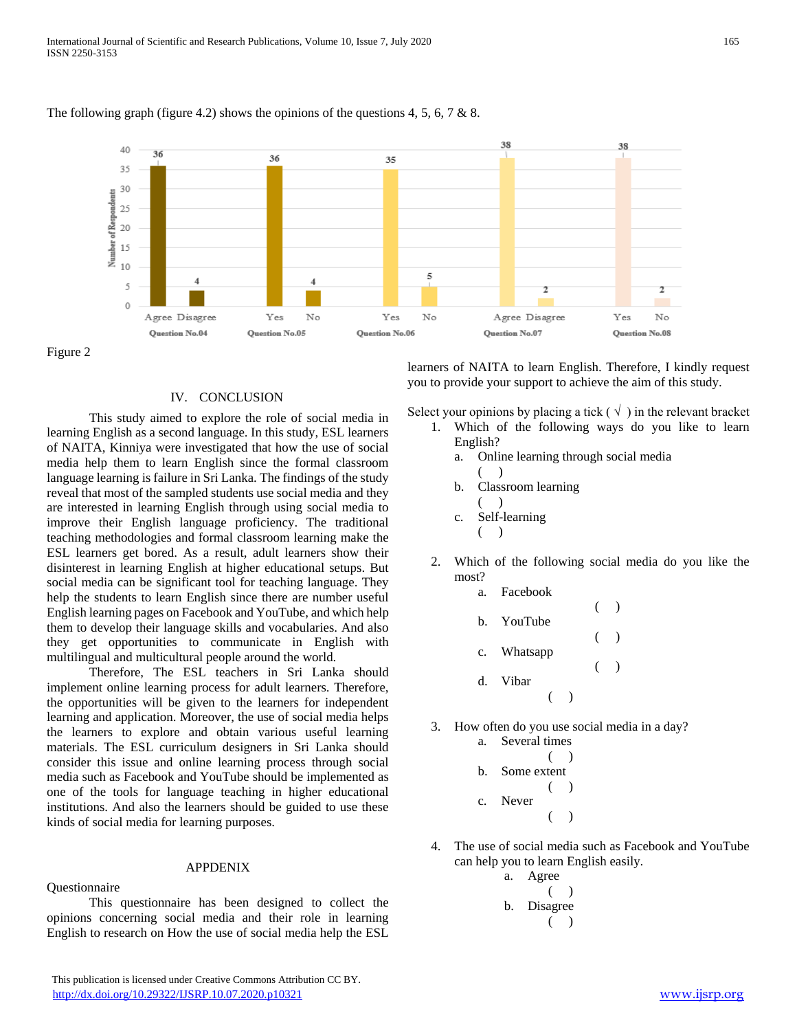The following graph (figure 4.2) shows the opinions of the questions 4, 5, 6, 7 & 8.

Figure 2

## IV. CONCLUSION

This study aimed to explore the role of social media in learning English as a second language. In this study, ESL learners of NAITA, Kinniya were investigated that how the use of social media help them to learn English since the formal classroom language learning is failure in Sri Lanka. The findings of the study reveal that most of the sampled students use social media and they are interested in learning English through using social media to improve their English language proficiency. The traditional teaching methodologies and formal classroom learning make the ESL learners get bored. As a result, adult learners show their disinterest in learning English at higher educational setups. But social media can be significant tool for teaching language. They help the students to learn English since there are number useful English learning pages on Facebook and YouTube, and which help them to develop their language skills and vocabularies. And also they get opportunities to communicate in English with multilingual and multicultural people around the world.

Therefore, The ESL teachers in Sri Lanka should implement online learning process for adult learners. Therefore, the opportunities will be given to the learners for independent learning and application. Moreover, the use of social media helps the learners to explore and obtain various useful learning materials. The ESL curriculum designers in Sri Lanka should consider this issue and online learning process through social media such as Facebook and YouTube should be implemented as one of the tools for language teaching in higher educational institutions. And also the learners should be guided to use these kinds of social media for learning purposes.

## APPDENIX

Questionnaire

This questionnaire has been designed to collect the opinions concerning social media and their role in learning English to research on How the use of social media help the ESL learners of NAITA to learn English. Therefore, I kindly request you to provide your support to achieve the aim of this study.

Select your opinions by placing a tick ( √ ) in the relevant bracket

1. Which of the following ways do you like to learn English?
   a. Online learning through social media ( )
   b. Classroom learning ( )
   c. Self-learning ( )

2. Which of the following social media do you like the most?
   a. Facebook ( )
   b. YouTube ( )
   c. Whatsapp ( )
   d. Vibar ( )

3. How often do you use social media in a day?
   a. Several times ( )
   b. Some extent ( )
   c. Never ( )

4. The use of social media such as Facebook and YouTube can help you to learn English easily.
   a. Agree ( )
   b. Disagree ( )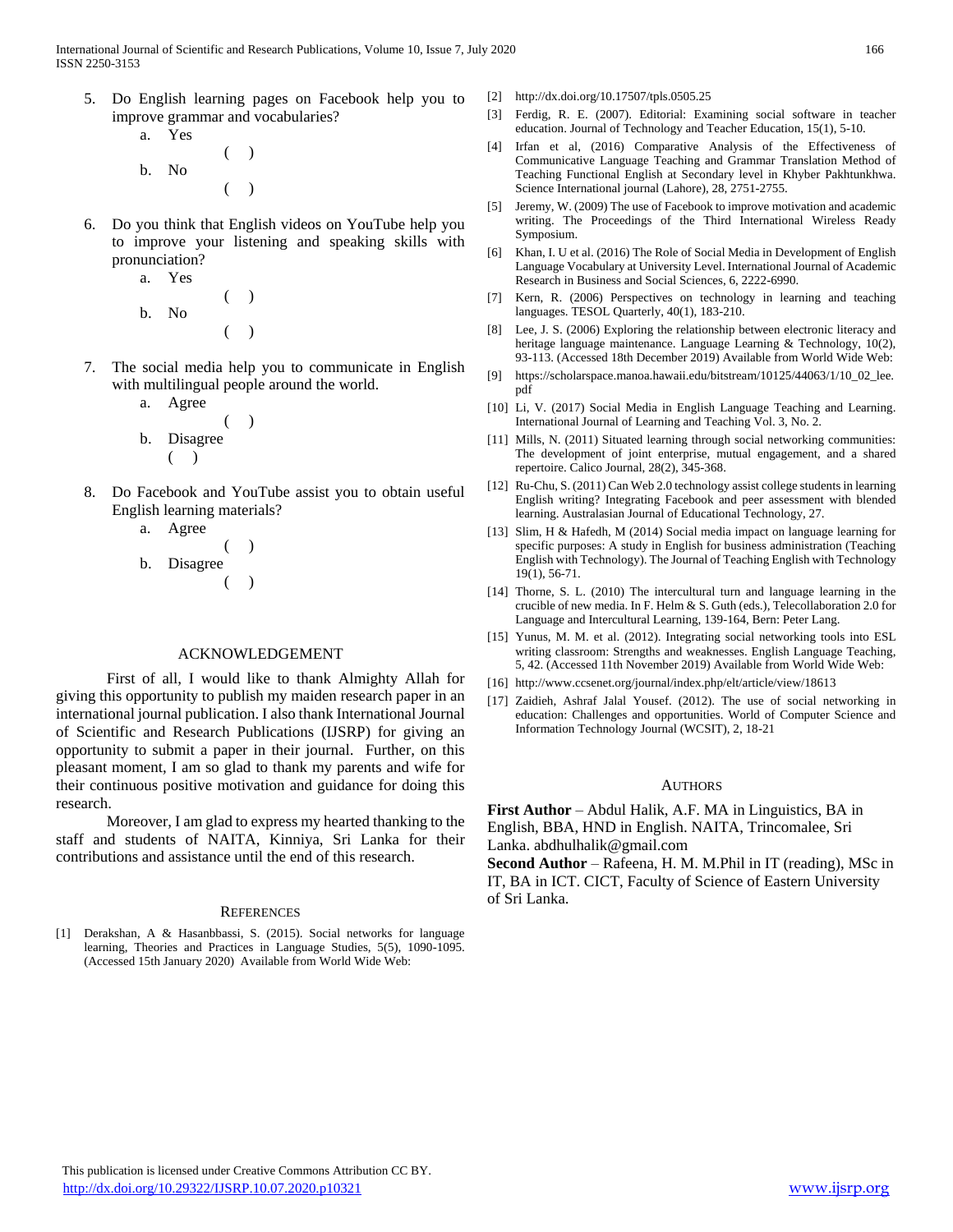5. Do English learning pages on Facebook help you to improve grammar and vocabularies?
   a. Yes ( )
   b. No ( )
6. Do you think that English videos on YouTube help you to improve your listening and speaking skills with pronunciation?
   a. Yes ( )
   b. No ( )
7. The social media help you to communicate in English with multilingual people around the world.
   a. Agree ( )
   b. Disagree ( )
8. Do Facebook and YouTube assist you to obtain useful English learning materials?
   a. Agree ( )
   b. Disagree ( )

## ACKNOWLEDGEMENT

First of all, I would like to thank Almighty Allah for giving this opportunity to publish my maiden research paper in an international journal publication. I also thank International Journal of Scientific and Research Publications (IJSRP) for giving an opportunity to submit a paper in their journal. Further, on this pleasant moment, I am so glad to thank my parents and wife for their continuous positive motivation and guidance for doing this research.

Moreover, I am glad to express my hearted thanking to the staff and students of NAITA, Kinniya, Sri Lanka for their contributions and assistance until the end of this research.

## REFERENCES

[1] Derakshan, A & Hasanbbassi, S. (2015). Social networks for language learning, Theories and Practices in Language Studies, 5(5), 1090-1095. (Accessed 15th January 2020) Available from World Wide Web:

[2] http://dx.doi.org/10.17507/tpls.0505.25

[3] Ferdig, R. E. (2007). Editorial: Examining social software in teacher education. Journal of Technology and Teacher Education, 15(1), 5-10.

[4] Irfan et al, (2016) Comparative Analysis of the Effectiveness of Communicative Language Teaching and Grammar Translation Method of Teaching Functional English at Secondary level in Khyber Pakhtunkhwa. Science International journal (Lahore), 28, 2751-2755.

[5] Jeremy, W. (2009) The use of Facebook to improve motivation and academic writing. The Proceedings of the Third International Wireless Ready Symposium.

[6] Khan, I. U et al. (2016) The Role of Social Media in Development of English Language Vocabulary at University Level. International Journal of Academic Research in Business and Social Sciences, 6, 2222-6990.

[7] Kern, R. (2006) Perspectives on technology in learning and teaching languages. TESOL Quarterly, 40(1), 183-210.

[8] Lee, J. S. (2006) Exploring the relationship between electronic literacy and heritage language maintenance. Language Learning & Technology, 10(2), 93-113. (Accessed 18th December 2019) Available from World Wide Web:

[9] https://scholarspace.manoa.hawaii.edu/bitstream/10125/44063/1/10_02_lee.pdf

[10] Li, V. (2017) Social Media in English Language Teaching and Learning. International Journal of Learning and Teaching Vol. 3, No. 2.

[11] Mills, N. (2011) Situated learning through social networking communities: The development of joint enterprise, mutual engagement, and a shared repertoire. Calico Journal, 28(2), 345-368.

[12] Ru-Chu, S. (2011) Can Web 2.0 technology assist college students in learning English writing? Integrating Facebook and peer assessment with blended learning. Australasian Journal of Educational Technology, 27.

[13] Slim, H & Hafedh, M (2014) Social media impact on language learning for specific purposes: A study in English for business administration (Teaching English with Technology). The Journal of Teaching English with Technology 19(1), 56-71.

[14] Thorne, S. L. (2010) The intercultural turn and language learning in the crucible of new media. In F. Helm & S. Guth (eds.), Telecollaboration 2.0 for Language and Intercultural Learning, 139-164, Bern: Peter Lang.

[15] Yunus, M. M. et al. (2012). Integrating social networking tools into ESL writing classroom: Strengths and weaknesses. English Language Teaching, 5, 42. (Accessed 11th November 2019) Available from World Wide Web:

[16] http://www.ccsenet.org/journal/index.php/elt/article/view/18613

[17] Zaidieh, Ashraf Jalal Yousef. (2012). The use of social networking in education: Challenges and opportunities. World of Computer Science and Information Technology Journal (WCSIT), 2, 18-21

## AUTHORS

**First Author** – Abdul Halik, A.F. MA in Linguistics, BA in English, BBA, HND in English. NAITA, Trincomalee, Sri Lanka. abdhulhalik@gmail.com

**Second Author** – Rafeena, H. M. M.Phil in IT (reading), MSc in IT, BA in ICT. CICT, Faculty of Science of Eastern University of Sri Lanka.